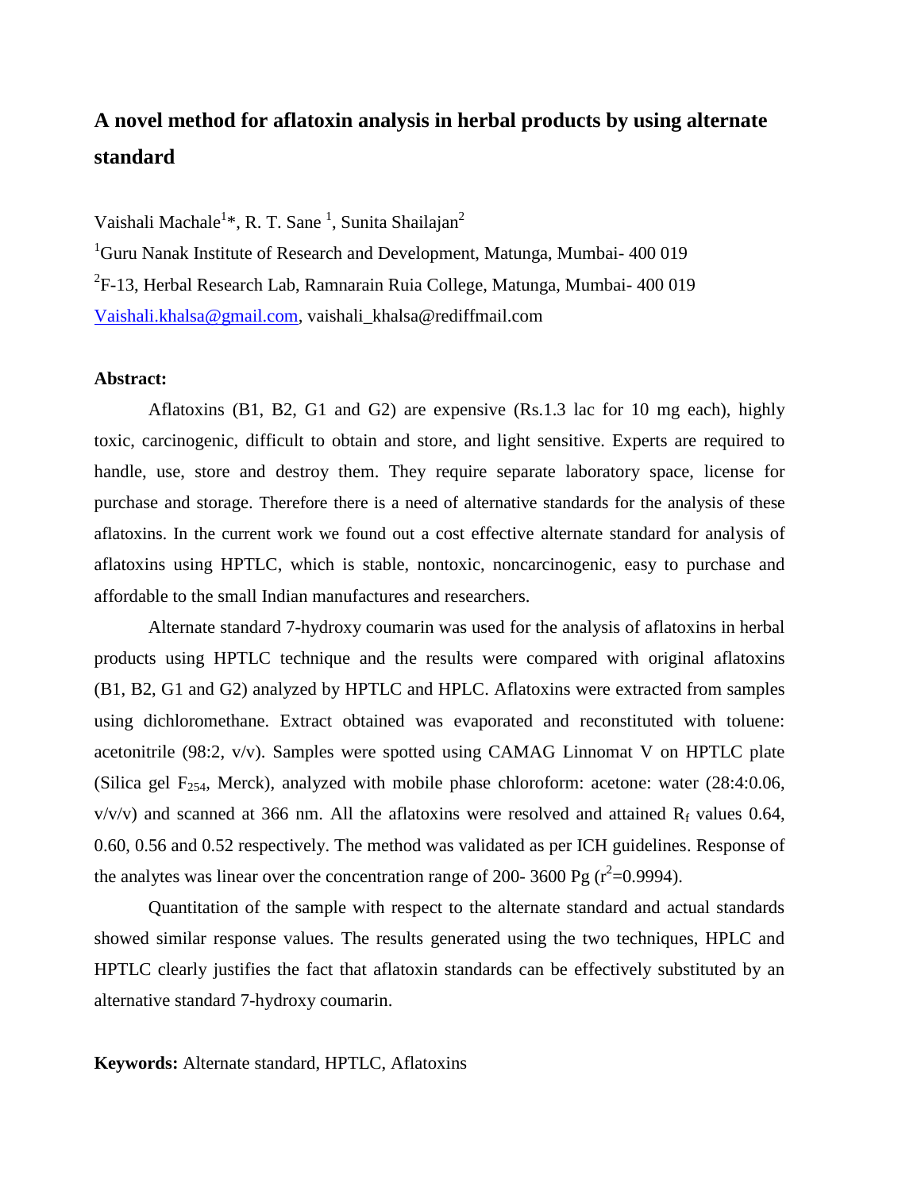# A novel method for aflatoxin analysis in herbal products by using alternate standard

Vaishali Machale[1]*, R. T. Sane [1], Sunita Shailajan[2]

[1]Guru Nanak Institute of Research and Development, Matunga, Mumbai- 400 019

[2]F-13, Herbal Research Lab, Ramnarain Ruia College, Matunga, Mumbai- 400 019

Vaishali.khalsa@gmail.com, vaishali_khalsa@rediffmail.com

**Abstract:**

Aflatoxins (B1, B2, G1 and G2) are expensive (Rs.1.3 lac for 10 mg each), highly toxic, carcinogenic, difficult to obtain and store, and light sensitive. Experts are required to handle, use, store and destroy them. They require separate laboratory space, license for purchase and storage. Therefore there is a need of alternative standards for the analysis of these aflatoxins. In the current work we found out a cost effective alternate standard for analysis of aflatoxins using HPTLC, which is stable, nontoxic, noncarcinogenic, easy to purchase and affordable to the small Indian manufactures and researchers.

Alternate standard 7-hydroxy coumarin was used for the analysis of aflatoxins in herbal products using HPTLC technique and the results were compared with original aflatoxins (B1, B2, G1 and G2) analyzed by HPTLC and HPLC. Aflatoxins were extracted from samples using dichloromethane. Extract obtained was evaporated and reconstituted with toluene: acetonitrile (98:2, v/v). Samples were spotted using CAMAG Linnomat V on HPTLC plate (Silica gel $F_{254}$, Merck), analyzed with mobile phase chloroform: acetone: water (28:4:0.06, v/v/v) and scanned at 366 nm. All the aflatoxins were resolved and attained $R_f$ values 0.64, 0.60, 0.56 and 0.52 respectively. The method was validated as per ICH guidelines. Response of the analytes was linear over the concentration range of 200- 3600 Pg ($r^2$=0.9994).

Quantitation of the sample with respect to the alternate standard and actual standards showed similar response values. The results generated using the two techniques, HPLC and HPTLC clearly justifies the fact that aflatoxin standards can be effectively substituted by an alternative standard 7-hydroxy coumarin.

**Keywords:** Alternate standard, HPTLC, Aflatoxins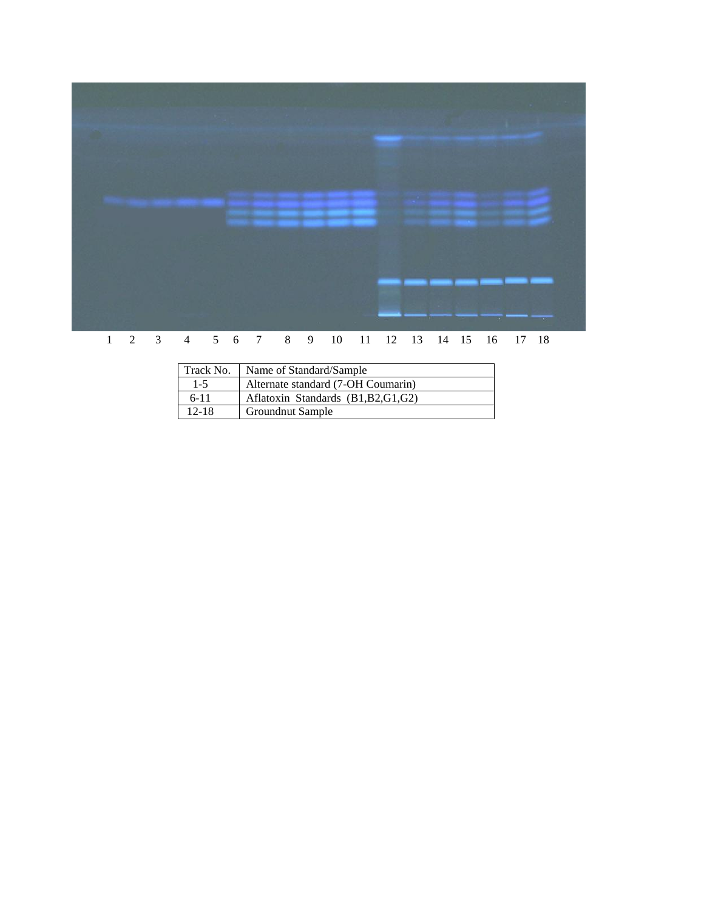1 2 3 4 5 6 7 8 9 10 11 12 13 14 15 16 17 18

| Track No. | Name of Standard/Sample |
| --- | --- |
| 1-5 | Alternate standard (7-OH Coumarin) |
| 6-11 | Aflatoxin Standards (B1,B2,G1,G2) |
| 12-18 | Groundnut Sample |